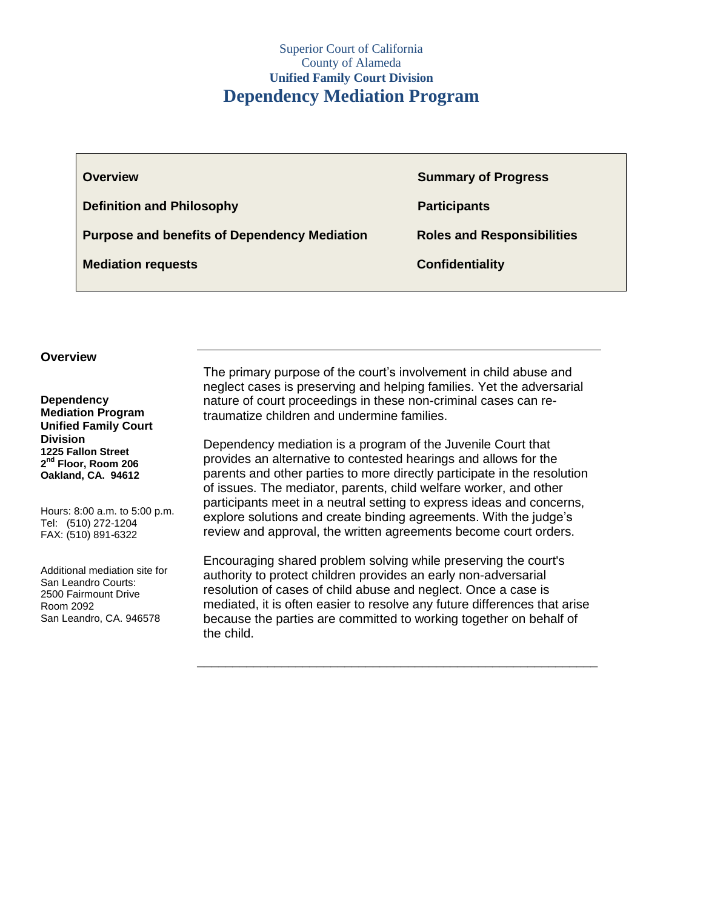Superior Court of California
County of Alameda
**Unified Family Court Division**

# Dependency Mediation Program

| | |
|---|---|
| **Overview** | **Summary of Progress** |
| **Definition and Philosophy** | **Participants** |
| **Purpose and benefits of Dependency Mediation** | **Roles and Responsibilities** |
| **Mediation requests** | **Confidentiality** |

## Overview

**Dependency Mediation Program Unified Family Court Division**
**1225 Fallon Street**
**2nd Floor, Room 206**
**Oakland, CA. 94612**

Hours: 8:00 a.m. to 5:00 p.m.
Tel: (510) 272-1204
FAX: (510) 891-6322

Additional mediation site for San Leandro Courts:
2500 Fairmount Drive
Room 2092
San Leandro, CA. 946578

---

The primary purpose of the court's involvement in child abuse and neglect cases is preserving and helping families. Yet the adversarial nature of court proceedings in these non-criminal cases can re-traumatize children and undermine families.

Dependency mediation is a program of the Juvenile Court that provides an alternative to contested hearings and allows for the parents and other parties to more directly participate in the resolution of issues. The mediator, parents, child welfare worker, and other participants meet in a neutral setting to express ideas and concerns, explore solutions and create binding agreements. With the judge's review and approval, the written agreements become court orders.

Encouraging shared problem solving while preserving the court's authority to protect children provides an early non-adversarial resolution of cases of child abuse and neglect. Once a case is mediated, it is often easier to resolve any future differences that arise because the parties are committed to working together on behalf of the child.

---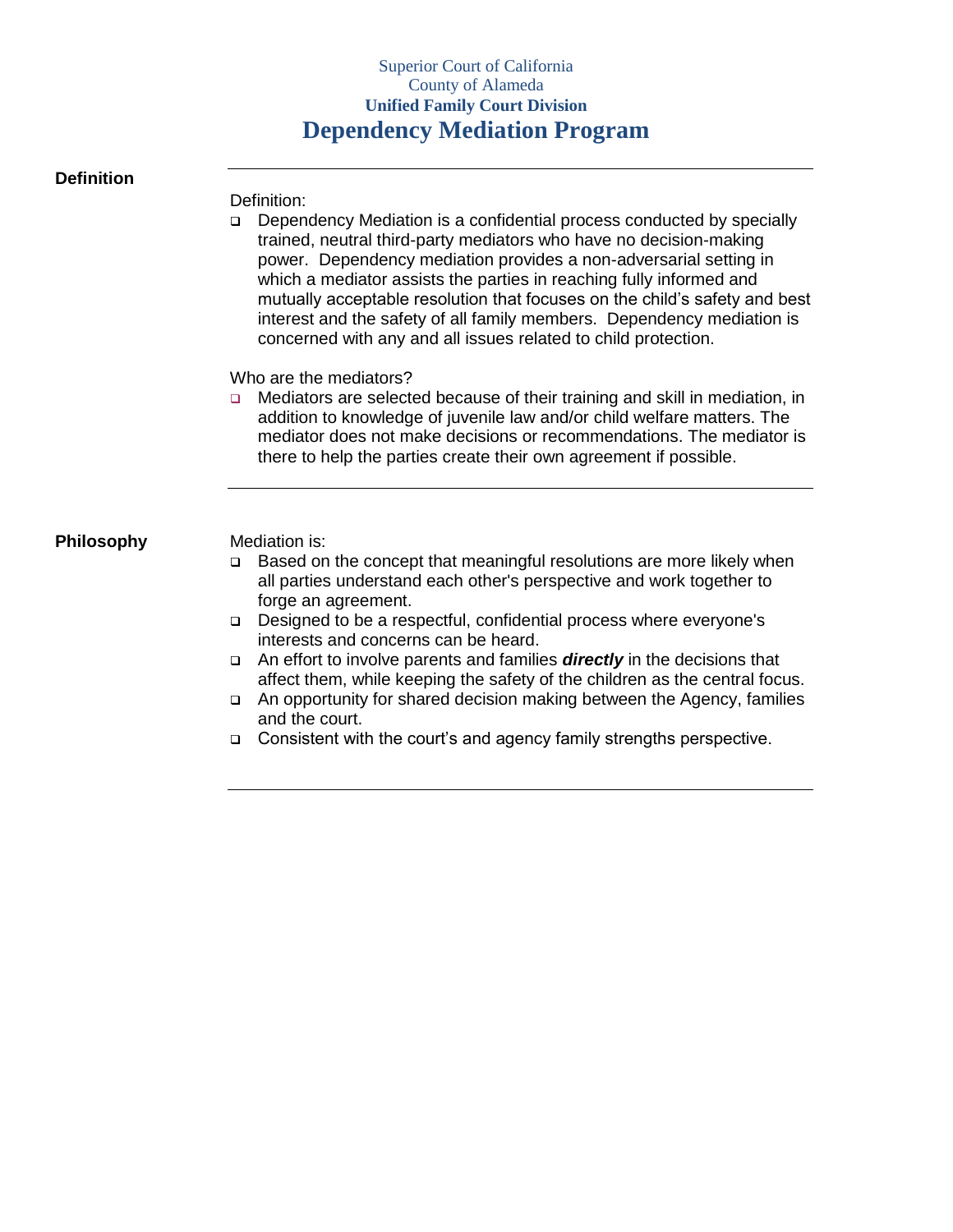Superior Court of California
County of Alameda
**Unified Family Court Division**

# Dependency Mediation Program

## Definition

Definition:

- Dependency Mediation is a confidential process conducted by specially trained, neutral third-party mediators who have no decision-making power. Dependency mediation provides a non-adversarial setting in which a mediator assists the parties in reaching fully informed and mutually acceptable resolution that focuses on the child's safety and best interest and the safety of all family members. Dependency mediation is concerned with any and all issues related to child protection.

Who are the mediators?

- Mediators are selected because of their training and skill in mediation, in addition to knowledge of juvenile law and/or child welfare matters. The mediator does not make decisions or recommendations. The mediator is there to help the parties create their own agreement if possible.

## Philosophy

Mediation is:

- Based on the concept that meaningful resolutions are more likely when all parties understand each other's perspective and work together to forge an agreement.
- Designed to be a respectful, confidential process where everyone's interests and concerns can be heard.
- An effort to involve parents and families ***directly*** in the decisions that affect them, while keeping the safety of the children as the central focus.
- An opportunity for shared decision making between the Agency, families and the court.
- Consistent with the court's and agency family strengths perspective.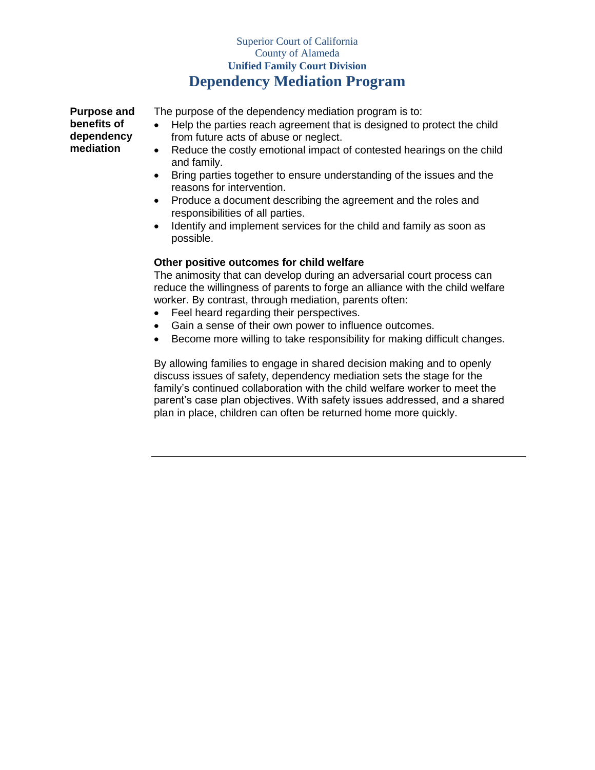Superior Court of California
County of Alameda
**Unified Family Court Division**

# Dependency Mediation Program

## Purpose and benefits of dependency mediation

The purpose of the dependency mediation program is to:

- Help the parties reach agreement that is designed to protect the child from future acts of abuse or neglect.
- Reduce the costly emotional impact of contested hearings on the child and family.
- Bring parties together to ensure understanding of the issues and the reasons for intervention.
- Produce a document describing the agreement and the roles and responsibilities of all parties.
- Identify and implement services for the child and family as soon as possible.

### Other positive outcomes for child welfare

The animosity that can develop during an adversarial court process can reduce the willingness of parents to forge an alliance with the child welfare worker. By contrast, through mediation, parents often:

- Feel heard regarding their perspectives.
- Gain a sense of their own power to influence outcomes.
- Become more willing to take responsibility for making difficult changes.

By allowing families to engage in shared decision making and to openly discuss issues of safety, dependency mediation sets the stage for the family's continued collaboration with the child welfare worker to meet the parent's case plan objectives. With safety issues addressed, and a shared plan in place, children can often be returned home more quickly.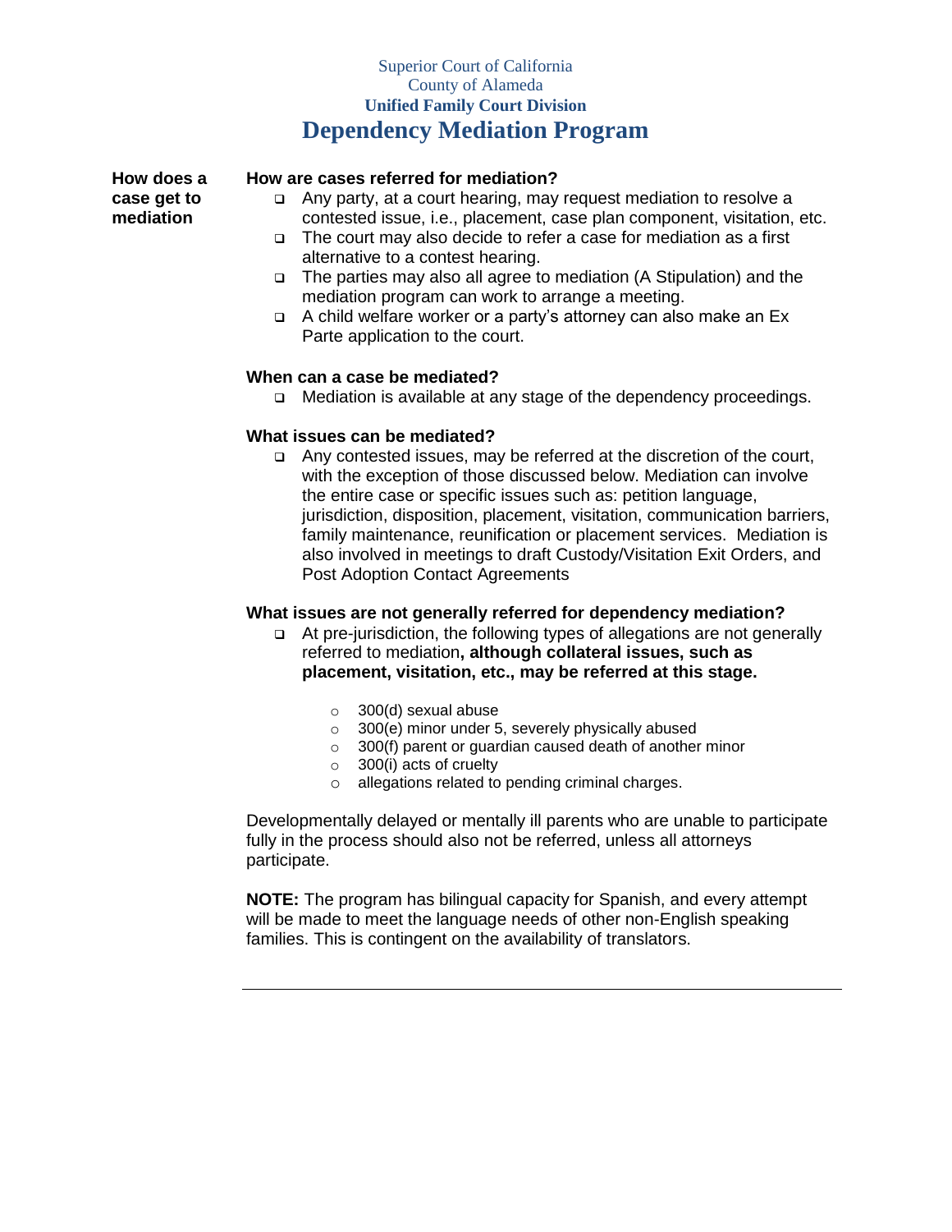Superior Court of California
County of Alameda
**Unified Family Court Division**

# Dependency Mediation Program

**How does a case get to mediation**

### How are cases referred for mediation?

- Any party, at a court hearing, may request mediation to resolve a contested issue, i.e., placement, case plan component, visitation, etc.
- The court may also decide to refer a case for mediation as a first alternative to a contest hearing.
- The parties may also all agree to mediation (A Stipulation) and the mediation program can work to arrange a meeting.
- A child welfare worker or a party's attorney can also make an Ex Parte application to the court.

### When can a case be mediated?

- Mediation is available at any stage of the dependency proceedings.

### What issues can be mediated?

- Any contested issues, may be referred at the discretion of the court, with the exception of those discussed below. Mediation can involve the entire case or specific issues such as: petition language, jurisdiction, disposition, placement, visitation, communication barriers, family maintenance, reunification or placement services. Mediation is also involved in meetings to draft Custody/Visitation Exit Orders, and Post Adoption Contact Agreements

### What issues are not generally referred for dependency mediation?

- At pre-jurisdiction, the following types of allegations are not generally referred to mediation**, although collateral issues, such as placement, visitation, etc., may be referred at this stage.**
  - 300(d) sexual abuse
  - 300(e) minor under 5, severely physically abused
  - 300(f) parent or guardian caused death of another minor
  - 300(i) acts of cruelty
  - allegations related to pending criminal charges.

Developmentally delayed or mentally ill parents who are unable to participate fully in the process should also not be referred, unless all attorneys participate.

**NOTE:** The program has bilingual capacity for Spanish, and every attempt will be made to meet the language needs of other non-English speaking families. This is contingent on the availability of translators.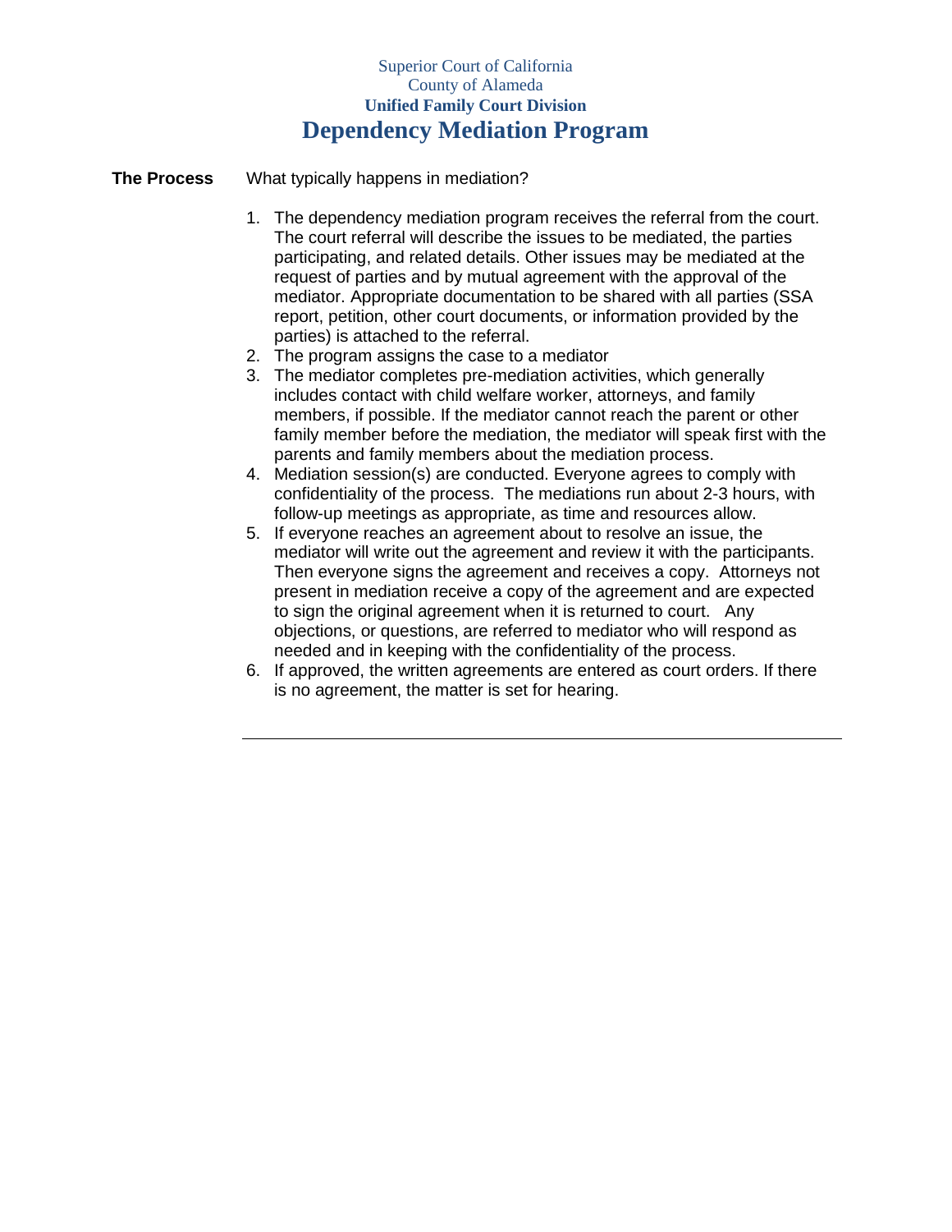Superior Court of California
County of Alameda
**Unified Family Court Division**

# Dependency Mediation Program

**The Process** What typically happens in mediation?

1. The dependency mediation program receives the referral from the court. The court referral will describe the issues to be mediated, the parties participating, and related details. Other issues may be mediated at the request of parties and by mutual agreement with the approval of the mediator. Appropriate documentation to be shared with all parties (SSA report, petition, other court documents, or information provided by the parties) is attached to the referral.
2. The program assigns the case to a mediator
3. The mediator completes pre-mediation activities, which generally includes contact with child welfare worker, attorneys, and family members, if possible. If the mediator cannot reach the parent or other family member before the mediation, the mediator will speak first with the parents and family members about the mediation process.
4. Mediation session(s) are conducted. Everyone agrees to comply with confidentiality of the process. The mediations run about 2-3 hours, with follow-up meetings as appropriate, as time and resources allow.
5. If everyone reaches an agreement about to resolve an issue, the mediator will write out the agreement and review it with the participants. Then everyone signs the agreement and receives a copy. Attorneys not present in mediation receive a copy of the agreement and are expected to sign the original agreement when it is returned to court. Any objections, or questions, are referred to mediator who will respond as needed and in keeping with the confidentiality of the process.
6. If approved, the written agreements are entered as court orders. If there is no agreement, the matter is set for hearing.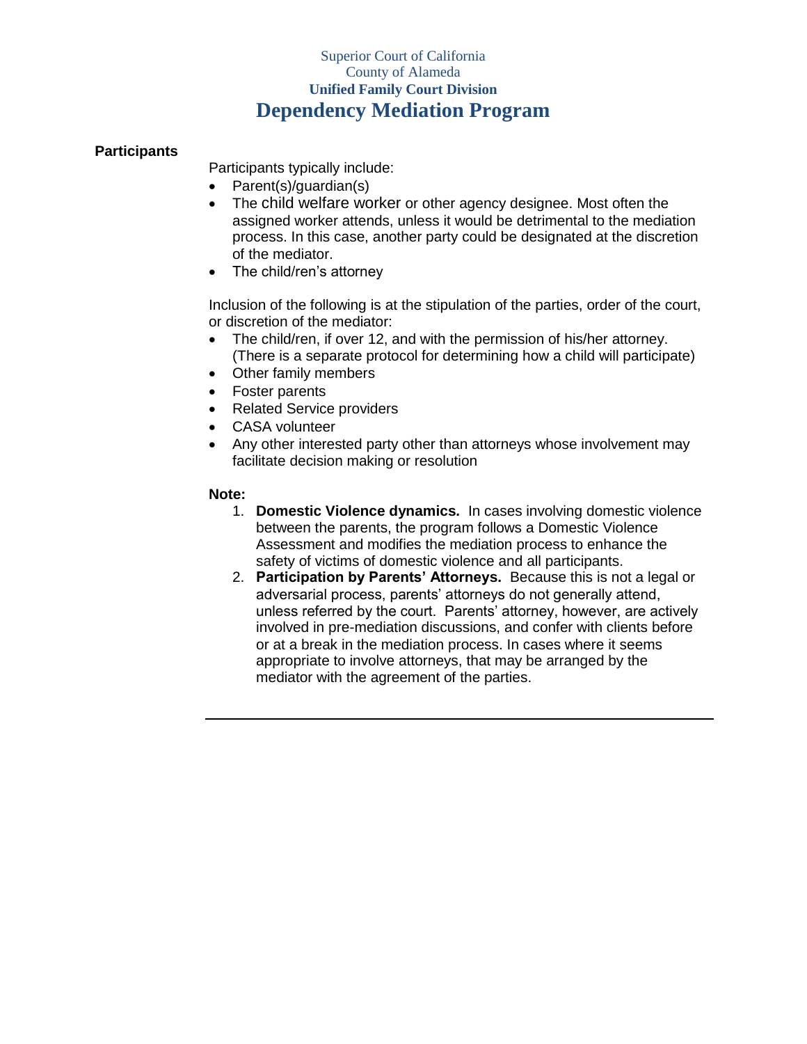Superior Court of California
County of Alameda
**Unified Family Court Division**

# Dependency Mediation Program

**Participants**

Participants typically include:

- Parent(s)/guardian(s)
- The child welfare worker or other agency designee. Most often the assigned worker attends, unless it would be detrimental to the mediation process. In this case, another party could be designated at the discretion of the mediator.
- The child/ren's attorney

Inclusion of the following is at the stipulation of the parties, order of the court, or discretion of the mediator:

- The child/ren, if over 12, and with the permission of his/her attorney. (There is a separate protocol for determining how a child will participate)
- Other family members
- Foster parents
- Related Service providers
- CASA volunteer
- Any other interested party other than attorneys whose involvement may facilitate decision making or resolution

**Note:**

1. **Domestic Violence dynamics.** In cases involving domestic violence between the parents, the program follows a Domestic Violence Assessment and modifies the mediation process to enhance the safety of victims of domestic violence and all participants.
2. **Participation by Parents' Attorneys.** Because this is not a legal or adversarial process, parents' attorneys do not generally attend, unless referred by the court. Parents' attorney, however, are actively involved in pre-mediation discussions, and confer with clients before or at a break in the mediation process. In cases where it seems appropriate to involve attorneys, that may be arranged by the mediator with the agreement of the parties.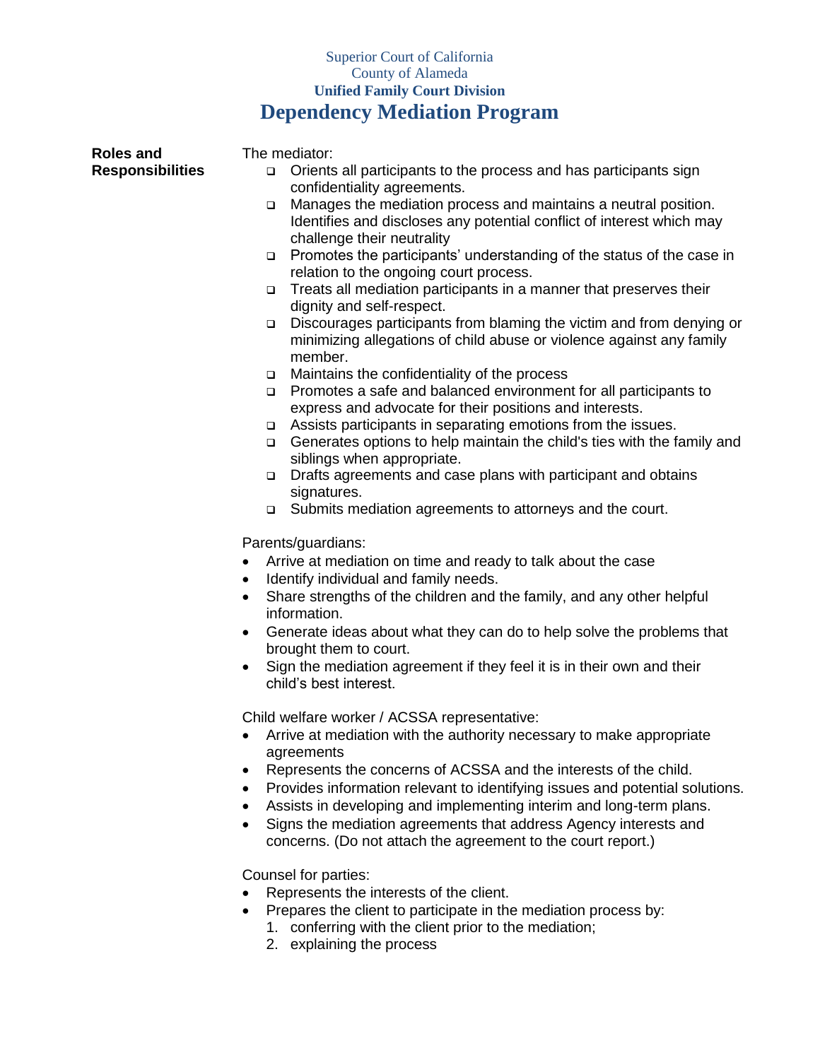Superior Court of California
County of Alameda
**Unified Family Court Division**

# Dependency Mediation Program

**Roles and Responsibilities**

The mediator:

- Orients all participants to the process and has participants sign confidentiality agreements.
- Manages the mediation process and maintains a neutral position. Identifies and discloses any potential conflict of interest which may challenge their neutrality
- Promotes the participants' understanding of the status of the case in relation to the ongoing court process.
- Treats all mediation participants in a manner that preserves their dignity and self-respect.
- Discourages participants from blaming the victim and from denying or minimizing allegations of child abuse or violence against any family member.
- Maintains the confidentiality of the process
- Promotes a safe and balanced environment for all participants to express and advocate for their positions and interests.
- Assists participants in separating emotions from the issues.
- Generates options to help maintain the child's ties with the family and siblings when appropriate.
- Drafts agreements and case plans with participant and obtains signatures.
- Submits mediation agreements to attorneys and the court.

Parents/guardians:

- Arrive at mediation on time and ready to talk about the case
- Identify individual and family needs.
- Share strengths of the children and the family, and any other helpful information.
- Generate ideas about what they can do to help solve the problems that brought them to court.
- Sign the mediation agreement if they feel it is in their own and their child's best interest.

Child welfare worker / ACSSA representative:

- Arrive at mediation with the authority necessary to make appropriate agreements
- Represents the concerns of ACSSA and the interests of the child.
- Provides information relevant to identifying issues and potential solutions.
- Assists in developing and implementing interim and long-term plans.
- Signs the mediation agreements that address Agency interests and concerns. (Do not attach the agreement to the court report.)

Counsel for parties:

- Represents the interests of the client.
- Prepares the client to participate in the mediation process by:
  1. conferring with the client prior to the mediation;
  2. explaining the process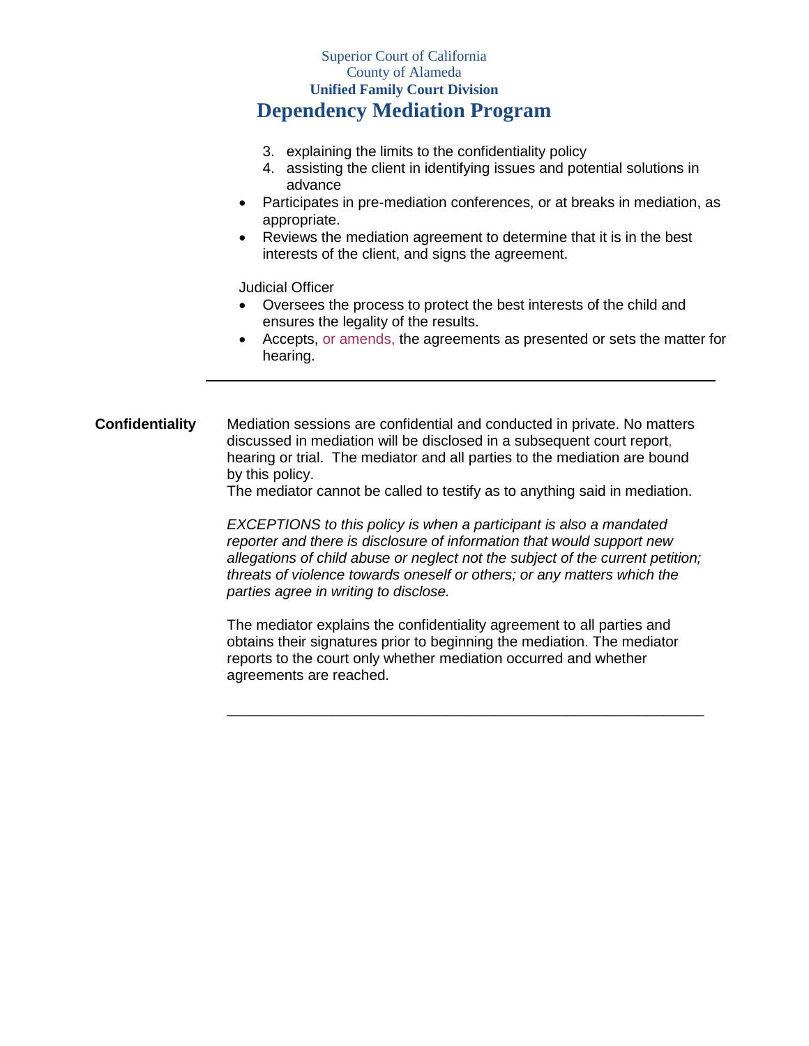3. explaining the limits to the confidentiality policy
4. assisting the client in identifying issues and potential solutions in advance

- Participates in pre-mediation conferences, or at breaks in mediation, as appropriate.
- Reviews the mediation agreement to determine that it is in the best interests of the client, and signs the agreement.

Judicial Officer

- Oversees the process to protect the best interests of the child and ensures the legality of the results.
- Accepts, or amends, the agreements as presented or sets the matter for hearing.

---

**Confidentiality**

Mediation sessions are confidential and conducted in private. No matters discussed in mediation will be disclosed in a subsequent court report, hearing or trial. The mediator and all parties to the mediation are bound by this policy.
The mediator cannot be called to testify as to anything said in mediation.

*EXCEPTIONS to this policy is when a participant is also a mandated reporter and there is disclosure of information that would support new allegations of child abuse or neglect not the subject of the current petition; threats of violence towards oneself or others; or any matters which the parties agree in writing to disclose.*

The mediator explains the confidentiality agreement to all parties and obtains their signatures prior to beginning the mediation. The mediator reports to the court only whether mediation occurred and whether agreements are reached.

---